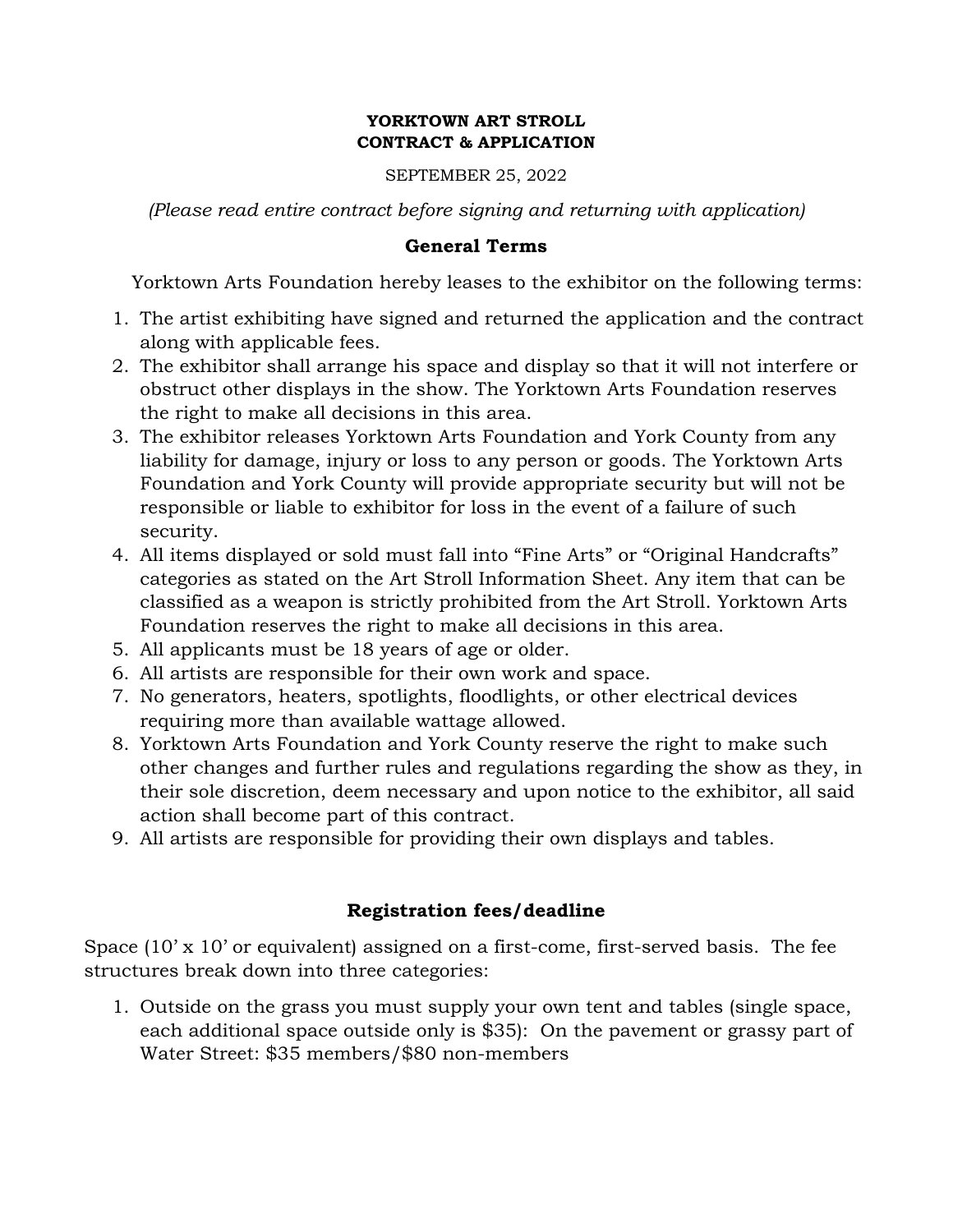**YORKTOWN ART STROLL**
**CONTRACT & APPLICATION**

SEPTEMBER 25, 2022

*(Please read entire contract before signing and returning with application)*

## General Terms

Yorktown Arts Foundation hereby leases to the exhibitor on the following terms:

1. The artist exhibiting have signed and returned the application and the contract along with applicable fees.
2. The exhibitor shall arrange his space and display so that it will not interfere or obstruct other displays in the show. The Yorktown Arts Foundation reserves the right to make all decisions in this area.
3. The exhibitor releases Yorktown Arts Foundation and York County from any liability for damage, injury or loss to any person or goods. The Yorktown Arts Foundation and York County will provide appropriate security but will not be responsible or liable to exhibitor for loss in the event of a failure of such security.
4. All items displayed or sold must fall into "Fine Arts" or "Original Handcrafts" categories as stated on the Art Stroll Information Sheet. Any item that can be classified as a weapon is strictly prohibited from the Art Stroll. Yorktown Arts Foundation reserves the right to make all decisions in this area.
5. All applicants must be 18 years of age or older.
6. All artists are responsible for their own work and space.
7. No generators, heaters, spotlights, floodlights, or other electrical devices requiring more than available wattage allowed.
8. Yorktown Arts Foundation and York County reserve the right to make such other changes and further rules and regulations regarding the show as they, in their sole discretion, deem necessary and upon notice to the exhibitor, all said action shall become part of this contract.
9. All artists are responsible for providing their own displays and tables.

## Registration fees/deadline

Space (10' x 10' or equivalent) assigned on a first-come, first-served basis. The fee structures break down into three categories:

1. Outside on the grass you must supply your own tent and tables (single space, each additional space outside only is $35): On the pavement or grassy part of Water Street: $35 members/$80 non-members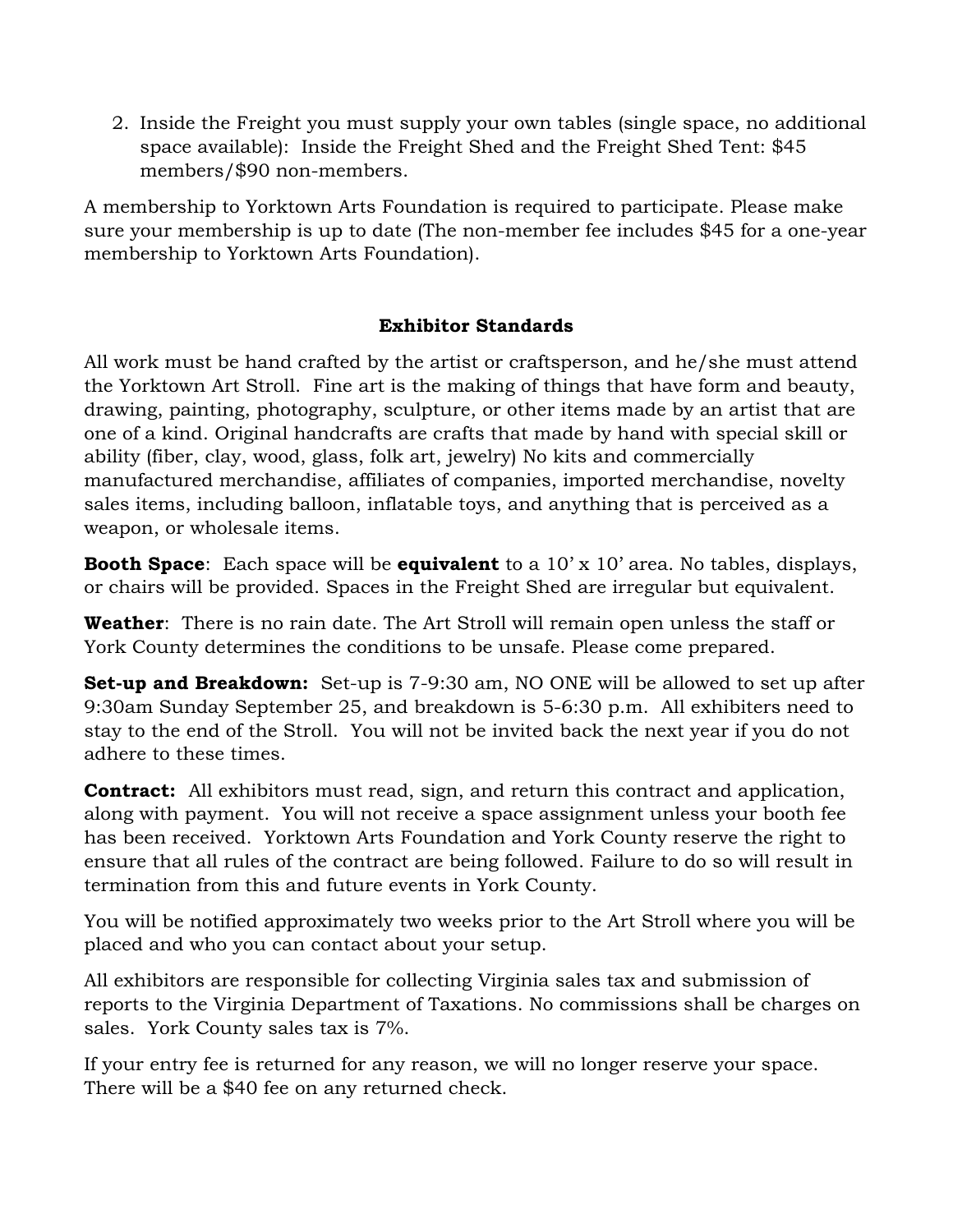2. Inside the Freight you must supply your own tables (single space, no additional space available): Inside the Freight Shed and the Freight Shed Tent: $45 members/$90 non-members.

A membership to Yorktown Arts Foundation is required to participate. Please make sure your membership is up to date (The non-member fee includes $45 for a one-year membership to Yorktown Arts Foundation).

### Exhibitor Standards

All work must be hand crafted by the artist or craftsperson, and he/she must attend the Yorktown Art Stroll. Fine art is the making of things that have form and beauty, drawing, painting, photography, sculpture, or other items made by an artist that are one of a kind. Original handcrafts are crafts that made by hand with special skill or ability (fiber, clay, wood, glass, folk art, jewelry) No kits and commercially manufactured merchandise, affiliates of companies, imported merchandise, novelty sales items, including balloon, inflatable toys, and anything that is perceived as a weapon, or wholesale items.

**Booth Space**: Each space will be **equivalent** to a 10' x 10' area. No tables, displays, or chairs will be provided. Spaces in the Freight Shed are irregular but equivalent.

**Weather**: There is no rain date. The Art Stroll will remain open unless the staff or York County determines the conditions to be unsafe. Please come prepared.

**Set-up and Breakdown:** Set-up is 7-9:30 am, NO ONE will be allowed to set up after 9:30am Sunday September 25, and breakdown is 5-6:30 p.m. All exhibiters need to stay to the end of the Stroll. You will not be invited back the next year if you do not adhere to these times.

**Contract:** All exhibitors must read, sign, and return this contract and application, along with payment. You will not receive a space assignment unless your booth fee has been received. Yorktown Arts Foundation and York County reserve the right to ensure that all rules of the contract are being followed. Failure to do so will result in termination from this and future events in York County.

You will be notified approximately two weeks prior to the Art Stroll where you will be placed and who you can contact about your setup.

All exhibitors are responsible for collecting Virginia sales tax and submission of reports to the Virginia Department of Taxations. No commissions shall be charges on sales. York County sales tax is 7%.

If your entry fee is returned for any reason, we will no longer reserve your space. There will be a $40 fee on any returned check.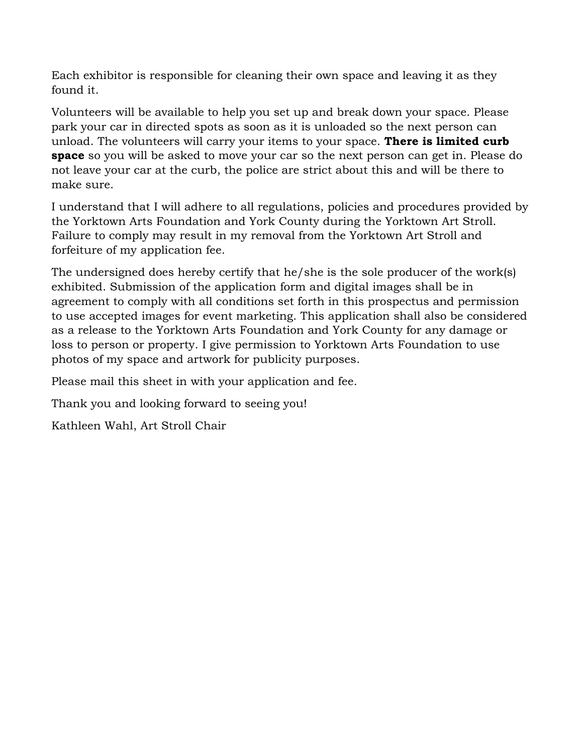Each exhibitor is responsible for cleaning their own space and leaving it as they found it.

Volunteers will be available to help you set up and break down your space. Please park your car in directed spots as soon as it is unloaded so the next person can unload. The volunteers will carry your items to your space. **There is limited curb space** so you will be asked to move your car so the next person can get in. Please do not leave your car at the curb, the police are strict about this and will be there to make sure.

I understand that I will adhere to all regulations, policies and procedures provided by the Yorktown Arts Foundation and York County during the Yorktown Art Stroll. Failure to comply may result in my removal from the Yorktown Art Stroll and forfeiture of my application fee.

The undersigned does hereby certify that he/she is the sole producer of the work(s) exhibited. Submission of the application form and digital images shall be in agreement to comply with all conditions set forth in this prospectus and permission to use accepted images for event marketing. This application shall also be considered as a release to the Yorktown Arts Foundation and York County for any damage or loss to person or property. I give permission to Yorktown Arts Foundation to use photos of my space and artwork for publicity purposes.

Please mail this sheet in with your application and fee.

Thank you and looking forward to seeing you!

Kathleen Wahl, Art Stroll Chair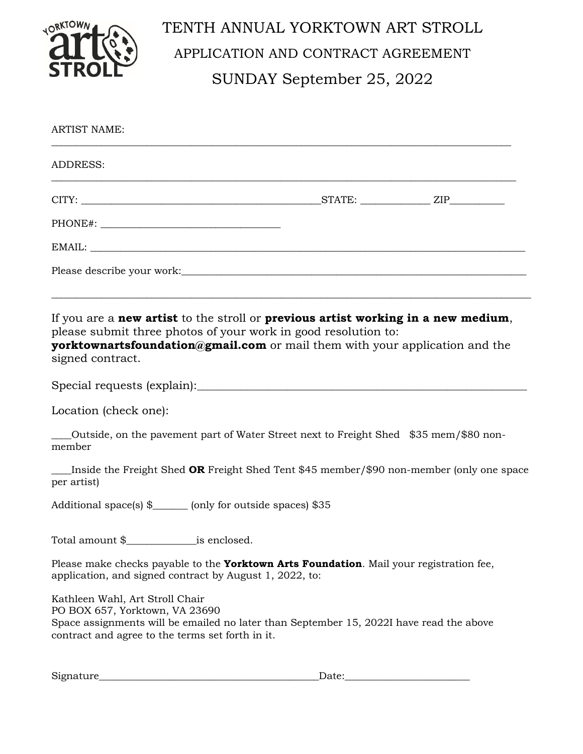# TENTH ANNUAL YORKTOWN ART STROLL

## APPLICATION AND CONTRACT AGREEMENT

## SUNDAY September 25, 2022

ARTIST NAME: ___________________________________________________________

ADDRESS: ___________________________________________________________

CITY: ______________________________STATE: __________ ZIP________

PHONE#: _______________________

EMAIL: ___________________________________________________________

Please describe your work:_____________________________________________

___________________________________________________________

If you are a **new artist** to the stroll or **previous artist working in a new medium**, please submit three photos of your work in good resolution to: **yorktownartsfoundation@gmail.com** or mail them with your application and the signed contract.

Special requests (explain):_____________________________________________

Location (check one):

____Outside, on the pavement part of Water Street next to Freight Shed $35 mem/$80 non-member

____Inside the Freight Shed **OR** Freight Shed Tent $45 member/$90 non-member (only one space per artist)

Additional space(s) $_______ (only for outside spaces) $35

Total amount $_____________is enclosed.

Please make checks payable to the **Yorktown Arts Foundation**. Mail your registration fee, application, and signed contract by August 1, 2022, to:

Kathleen Wahl, Art Stroll Chair
PO BOX 657, Yorktown, VA 23690
Space assignments will be emailed no later than September 15, 2022I have read the above contract and agree to the terms set forth in it.

Signature_______________________________Date:__________________